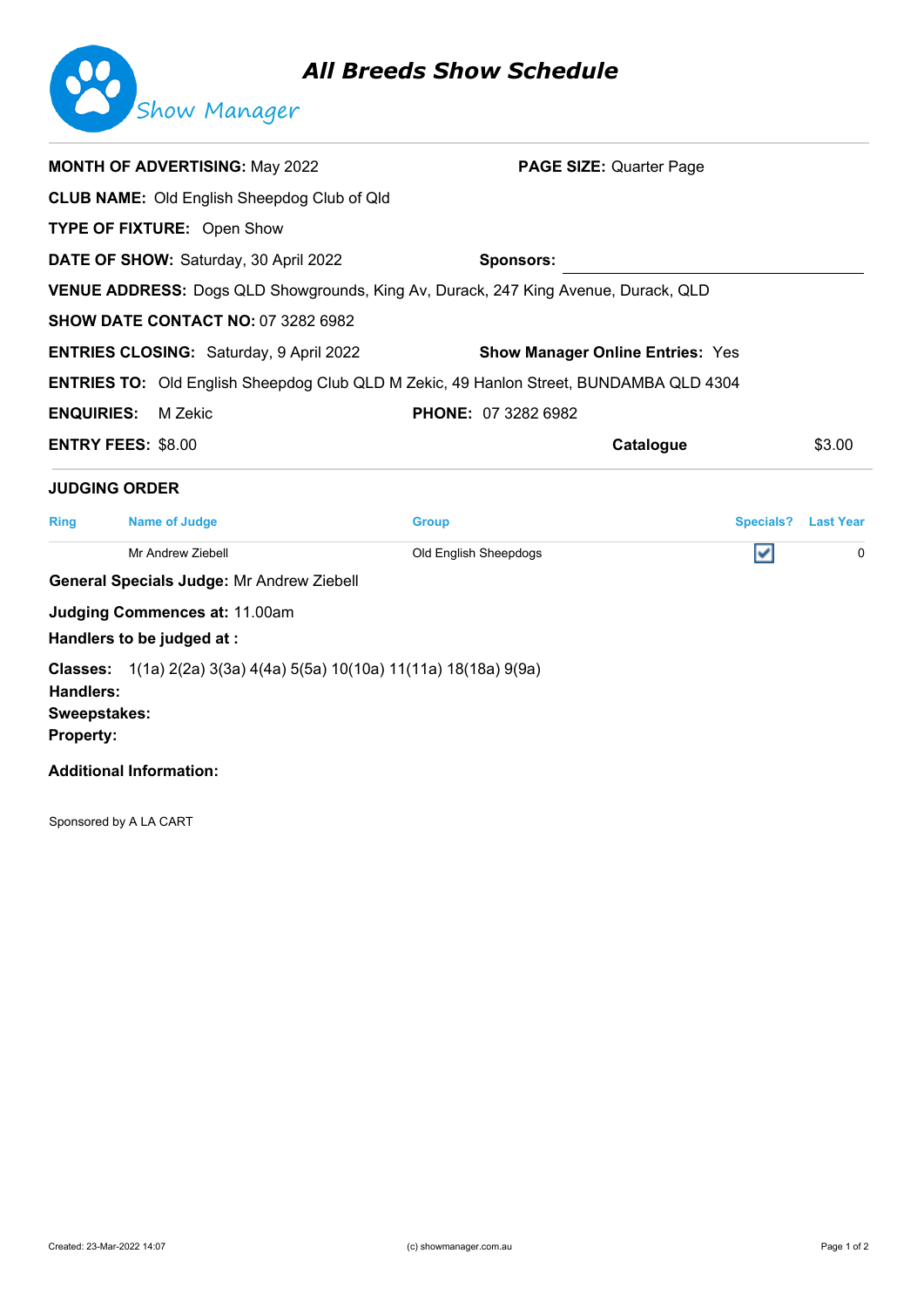# All Breeds Show Schedule

Show Manager

**MONTH OF ADVERTISING:** May 2022 **PAGE SIZE:** Quarter Page

**CLUB NAME:** Old English Sheepdog Club of Qld

**TYPE OF FIXTURE:** Open Show

**DATE OF SHOW:** Saturday, 30 April 2022 **Sponsors:**

**VENUE ADDRESS:** Dogs QLD Showgrounds, King Av, Durack, 247 King Avenue, Durack, QLD

**SHOW DATE CONTACT NO:** 07 3282 6982

**ENTRIES CLOSING:** Saturday, 9 April 2022 **Show Manager Online Entries:** Yes

**ENTRIES TO:** Old English Sheepdog Club QLD M Zekic, 49 Hanlon Street, BUNDAMBA QLD 4304

**ENQUIRIES:** M Zekic **PHONE:** 07 3282 6982

**ENTRY FEES:** $8.00 **Catalogue** $3.00

## JUDGING ORDER

| Ring | Name of Judge | Group | Specials? | Last Year |
|---|---|---|---|---|
| | Mr Andrew Ziebell | Old English Sheepdogs | ☑ | 0 |

**General Specials Judge:** Mr Andrew Ziebell

**Judging Commences at:** 11.00am

**Handlers to be judged at :**

**Classes:** 1(1a) 2(2a) 3(3a) 4(4a) 5(5a) 10(10a) 11(11a) 18(18a) 9(9a)

**Handlers:**

**Sweepstakes:**

**Property:**

**Additional Information:**

Sponsored by A LA CART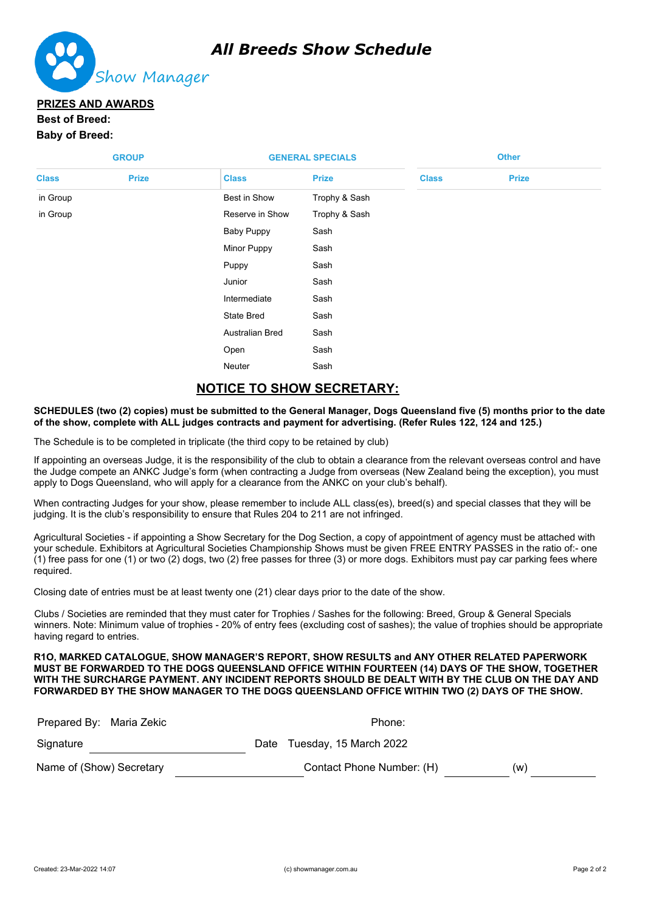# All Breeds Show Schedule

Show Manager

**PRIZES AND AWARDS**

**Best of Breed:**

**Baby of Breed:**

| GROUP | | GENERAL SPECIALS | | Other | |
|---|---|---|---|---|---|
| **Class** | **Prize** | **Class** | **Prize** | **Class** | **Prize** |
| in Group | | Best in Show | Trophy & Sash | | |
| in Group | | Reserve in Show | Trophy & Sash | | |
| | | Baby Puppy | Sash | | |
| | | Minor Puppy | Sash | | |
| | | Puppy | Sash | | |
| | | Junior | Sash | | |
| | | Intermediate | Sash | | |
| | | State Bred | Sash | | |
| | | Australian Bred | Sash | | |
| | | Open | Sash | | |
| | | Neuter | Sash | | |

## NOTICE TO SHOW SECRETARY:

**SCHEDULES (two (2) copies) must be submitted to the General Manager, Dogs Queensland five (5) months prior to the date of the show, complete with ALL judges contracts and payment for advertising. (Refer Rules 122, 124 and 125.)**

The Schedule is to be completed in triplicate (the third copy to be retained by club)

If appointing an overseas Judge, it is the responsibility of the club to obtain a clearance from the relevant overseas control and have the Judge compete an ANKC Judge's form (when contracting a Judge from overseas (New Zealand being the exception), you must apply to Dogs Queensland, who will apply for a clearance from the ANKC on your club's behalf).

When contracting Judges for your show, please remember to include ALL class(es), breed(s) and special classes that they will be judging. It is the club's responsibility to ensure that Rules 204 to 211 are not infringed.

Agricultural Societies - if appointing a Show Secretary for the Dog Section, a copy of appointment of agency must be attached with your schedule. Exhibitors at Agricultural Societies Championship Shows must be given FREE ENTRY PASSES in the ratio of:- one (1) free pass for one (1) or two (2) dogs, two (2) free passes for three (3) or more dogs. Exhibitors must pay car parking fees where required.

Closing date of entries must be at least twenty one (21) clear days prior to the date of the show.

Clubs / Societies are reminded that they must cater for Trophies / Sashes for the following: Breed, Group & General Specials winners. Note: Minimum value of trophies - 20% of entry fees (excluding cost of sashes); the value of trophies should be appropriate having regard to entries.

**R1O, MARKED CATALOGUE, SHOW MANAGER'S REPORT, SHOW RESULTS and ANY OTHER RELATED PAPERWORK MUST BE FORWARDED TO THE DOGS QUEENSLAND OFFICE WITHIN FOURTEEN (14) DAYS OF THE SHOW, TOGETHER WITH THE SURCHARGE PAYMENT. ANY INCIDENT REPORTS SHOULD BE DEALT WITH BY THE CLUB ON THE DAY AND FORWARDED BY THE SHOW MANAGER TO THE DOGS QUEENSLAND OFFICE WITHIN TWO (2) DAYS OF THE SHOW.**

Prepared By: Maria Zekic Phone:

Signature ____________________ Date Tuesday, 15 March 2022

Name of (Show) Secretary ____________________ Contact Phone Number: (H) __________ (w) __________

Created: 23-Mar-2022 14:07

(c) showmanager.com.au